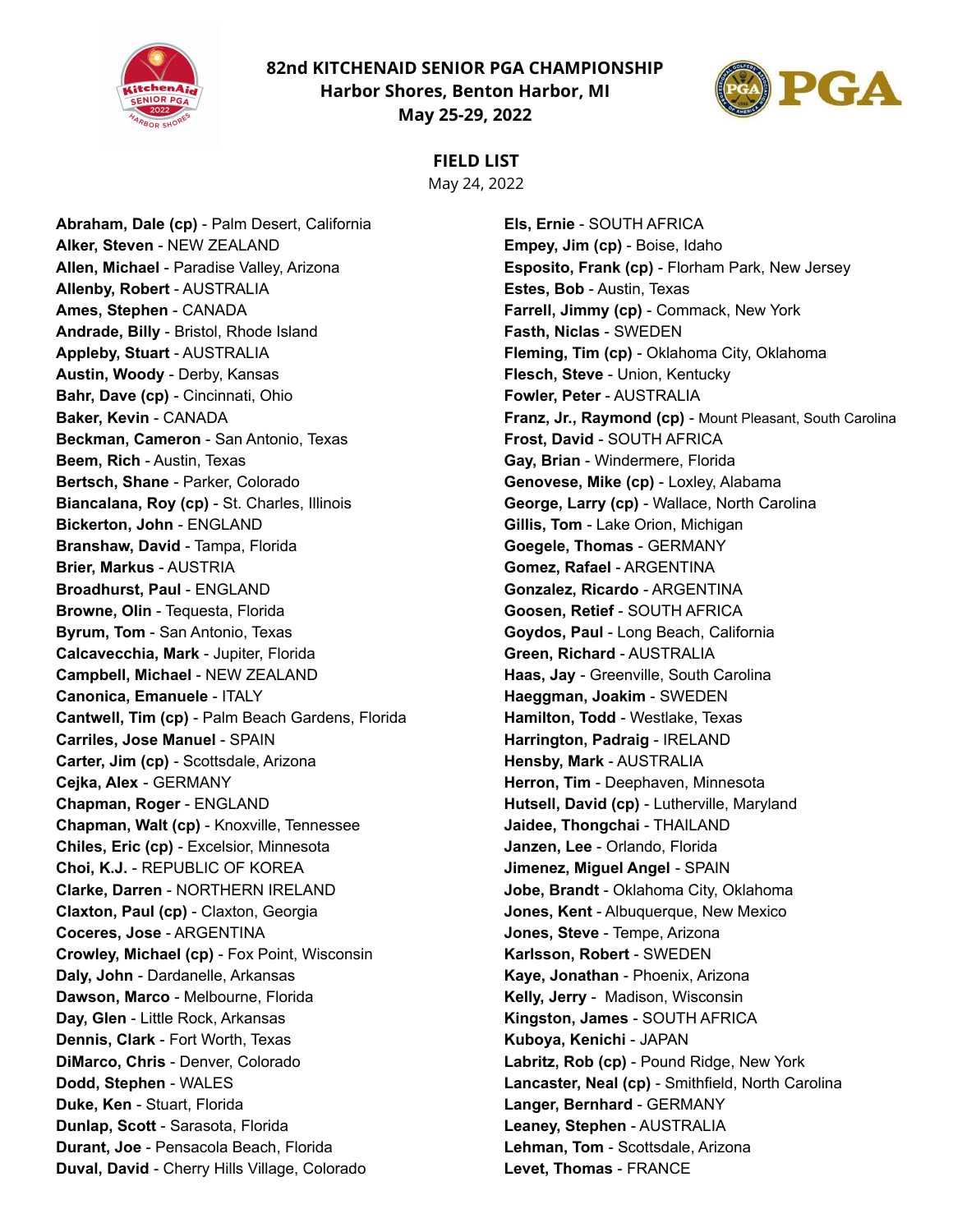# 82nd KITCHENAID SENIOR PGA CHAMPIONSHIP
## Harbor Shores, Benton Harbor, MI
## May 25-29, 2022

## FIELD LIST
May 24, 2022

**Abraham, Dale (cp)** - Palm Desert, California
**Alker, Steven** - NEW ZEALAND
**Allen, Michael** - Paradise Valley, Arizona
**Allenby, Robert** - AUSTRALIA
**Ames, Stephen** - CANADA
**Andrade, Billy** - Bristol, Rhode Island
**Appleby, Stuart** - AUSTRALIA
**Austin, Woody** - Derby, Kansas
**Bahr, Dave (cp)** - Cincinnati, Ohio
**Baker, Kevin** - CANADA
**Beckman, Cameron** - San Antonio, Texas
**Beem, Rich** - Austin, Texas
**Bertsch, Shane** - Parker, Colorado
**Biancalana, Roy (cp)** - St. Charles, Illinois
**Bickerton, John** - ENGLAND
**Branshaw, David** - Tampa, Florida
**Brier, Markus** - AUSTRIA
**Broadhurst, Paul** - ENGLAND
**Browne, Olin** - Tequesta, Florida
**Byrum, Tom** - San Antonio, Texas
**Calcavecchia, Mark** - Jupiter, Florida
**Campbell, Michael** - NEW ZEALAND
**Canonica, Emanuele** - ITALY
**Cantwell, Tim (cp)** - Palm Beach Gardens, Florida
**Carriles, Jose Manuel** - SPAIN
**Carter, Jim (cp)** - Scottsdale, Arizona
**Cejka, Alex** - GERMANY
**Chapman, Roger** - ENGLAND
**Chapman, Walt (cp)** - Knoxville, Tennessee
**Chiles, Eric (cp)** - Excelsior, Minnesota
**Choi, K.J.** - REPUBLIC OF KOREA
**Clarke, Darren** - NORTHERN IRELAND
**Claxton, Paul (cp)** - Claxton, Georgia
**Coceres, Jose** - ARGENTINA
**Crowley, Michael (cp)** - Fox Point, Wisconsin
**Daly, John** - Dardanelle, Arkansas
**Dawson, Marco** - Melbourne, Florida
**Day, Glen** - Little Rock, Arkansas
**Dennis, Clark** - Fort Worth, Texas
**DiMarco, Chris** - Denver, Colorado
**Dodd, Stephen** - WALES
**Duke, Ken** - Stuart, Florida
**Dunlap, Scott** - Sarasota, Florida
**Durant, Joe** - Pensacola Beach, Florida
**Duval, David** - Cherry Hills Village, Colorado
**Els, Ernie** - SOUTH AFRICA
**Empey, Jim (cp)** - Boise, Idaho
**Esposito, Frank (cp)** - Florham Park, New Jersey
**Estes, Bob** - Austin, Texas
**Farrell, Jimmy (cp)** - Commack, New York
**Fasth, Niclas** - SWEDEN
**Fleming, Tim (cp)** - Oklahoma City, Oklahoma
**Flesch, Steve** - Union, Kentucky
**Fowler, Peter** - AUSTRALIA
**Franz, Jr., Raymond (cp)** - Mount Pleasant, South Carolina
**Frost, David** - SOUTH AFRICA
**Gay, Brian** - Windermere, Florida
**Genovese, Mike (cp)** - Loxley, Alabama
**George, Larry (cp)** - Wallace, North Carolina
**Gillis, Tom** - Lake Orion, Michigan
**Goegele, Thomas** - GERMANY
**Gomez, Rafael** - ARGENTINA
**Gonzalez, Ricardo** - ARGENTINA
**Goosen, Retief** - SOUTH AFRICA
**Goydos, Paul** - Long Beach, California
**Green, Richard** - AUSTRALIA
**Haas, Jay** - Greenville, South Carolina
**Haeggman, Joakim** - SWEDEN
**Hamilton, Todd** - Westlake, Texas
**Harrington, Padraig** - IRELAND
**Hensby, Mark** - AUSTRALIA
**Herron, Tim** - Deephaven, Minnesota
**Hutsell, David (cp)** - Lutherville, Maryland
**Jaidee, Thongchai** - THAILAND
**Janzen, Lee** - Orlando, Florida
**Jimenez, Miguel Angel** - SPAIN
**Jobe, Brandt** - Oklahoma City, Oklahoma
**Jones, Kent** - Albuquerque, New Mexico
**Jones, Steve** - Tempe, Arizona
**Karlsson, Robert** - SWEDEN
**Kaye, Jonathan** - Phoenix, Arizona
**Kelly, Jerry** - Madison, Wisconsin
**Kingston, James** - SOUTH AFRICA
**Kuboya, Kenichi** - JAPAN
**Labritz, Rob (cp)** - Pound Ridge, New York
**Lancaster, Neal (cp)** - Smithfield, North Carolina
**Langer, Bernhard** - GERMANY
**Leaney, Stephen** - AUSTRALIA
**Lehman, Tom** - Scottsdale, Arizona
**Levet, Thomas** - FRANCE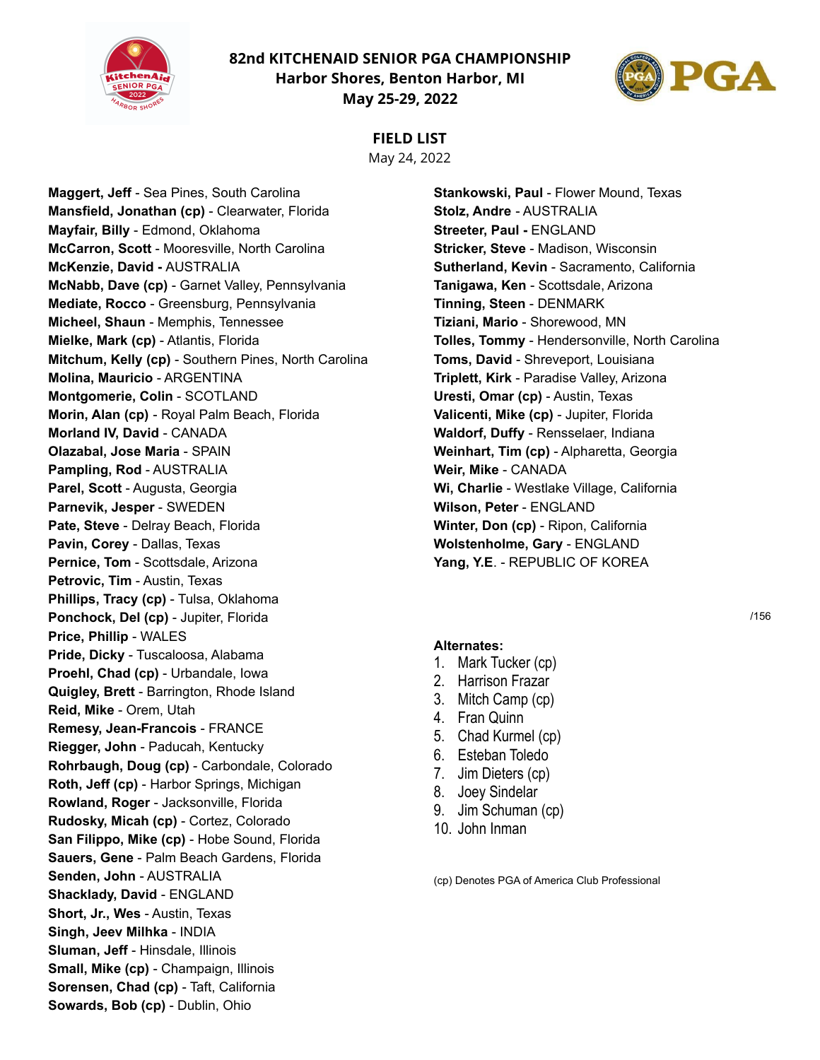# 82nd KITCHENAID SENIOR PGA CHAMPIONSHIP
## Harbor Shores, Benton Harbor, MI
## May 25-29, 2022

### FIELD LIST
May 24, 2022

**Maggert, Jeff** - Sea Pines, South Carolina
**Mansfield, Jonathan (cp)** - Clearwater, Florida
**Mayfair, Billy** - Edmond, Oklahoma
**McCarron, Scott** - Mooresville, North Carolina
**McKenzie, David** - AUSTRALIA
**McNabb, Dave (cp)** - Garnet Valley, Pennsylvania
**Mediate, Rocco** - Greensburg, Pennsylvania
**Micheel, Shaun** - Memphis, Tennessee
**Mielke, Mark (cp)** - Atlantis, Florida
**Mitchum, Kelly (cp)** - Southern Pines, North Carolina
**Molina, Mauricio** - ARGENTINA
**Montgomerie, Colin** - SCOTLAND
**Morin, Alan (cp)** - Royal Palm Beach, Florida
**Morland IV, David** - CANADA
**Olazabal, Jose Maria** - SPAIN
**Pampling, Rod** - AUSTRALIA
**Parel, Scott** - Augusta, Georgia
**Parnevik, Jesper** - SWEDEN
**Pate, Steve** - Delray Beach, Florida
**Pavin, Corey** - Dallas, Texas
**Pernice, Tom** - Scottsdale, Arizona
**Petrovic, Tim** - Austin, Texas
**Phillips, Tracy (cp)** - Tulsa, Oklahoma
**Ponchock, Del (cp)** - Jupiter, Florida
**Price, Phillip** - WALES
**Pride, Dicky** - Tuscaloosa, Alabama
**Proehl, Chad (cp)** - Urbandale, Iowa
**Quigley, Brett** - Barrington, Rhode Island
**Reid, Mike** - Orem, Utah
**Remesy, Jean-Francois** - FRANCE
**Riegger, John** - Paducah, Kentucky
**Rohrbaugh, Doug (cp)** - Carbondale, Colorado
**Roth, Jeff (cp)** - Harbor Springs, Michigan
**Rowland, Roger** - Jacksonville, Florida
**Rudosky, Micah (cp)** - Cortez, Colorado
**San Filippo, Mike (cp)** - Hobe Sound, Florida
**Sauers, Gene** - Palm Beach Gardens, Florida
**Senden, John** - AUSTRALIA
**Shacklady, David** - ENGLAND
**Short, Jr., Wes** - Austin, Texas
**Singh, Jeev Milhka** - INDIA
**Sluman, Jeff** - Hinsdale, Illinois
**Small, Mike (cp)** - Champaign, Illinois
**Sorensen, Chad (cp)** - Taft, California
**Sowards, Bob (cp)** - Dublin, Ohio
**Stankowski, Paul** - Flower Mound, Texas
**Stolz, Andre** - AUSTRALIA
**Streeter, Paul** - ENGLAND
**Stricker, Steve** - Madison, Wisconsin
**Sutherland, Kevin** - Sacramento, California
**Tanigawa, Ken** - Scottsdale, Arizona
**Tinning, Steen** - DENMARK
**Tiziani, Mario** - Shorewood, MN
**Tolles, Tommy** - Hendersonville, North Carolina
**Toms, David** - Shreveport, Louisiana
**Triplett, Kirk** - Paradise Valley, Arizona
**Uresti, Omar (cp)** - Austin, Texas
**Valicenti, Mike (cp)** - Jupiter, Florida
**Waldorf, Duffy** - Rensselaer, Indiana
**Weinhart, Tim (cp)** - Alpharetta, Georgia
**Weir, Mike** - CANADA
**Wi, Charlie** - Westlake Village, California
**Wilson, Peter** - ENGLAND
**Winter, Don (cp)** - Ripon, California
**Wolstenholme, Gary** - ENGLAND
**Yang, Y.E**. - REPUBLIC OF KOREA

/156

**Alternates:**

1. Mark Tucker (cp)
2. Harrison Frazar
3. Mitch Camp (cp)
4. Fran Quinn
5. Chad Kurmel (cp)
6. Esteban Toledo
7. Jim Dieters (cp)
8. Joey Sindelar
9. Jim Schuman (cp)
10. John Inman

(cp) Denotes PGA of America Club Professional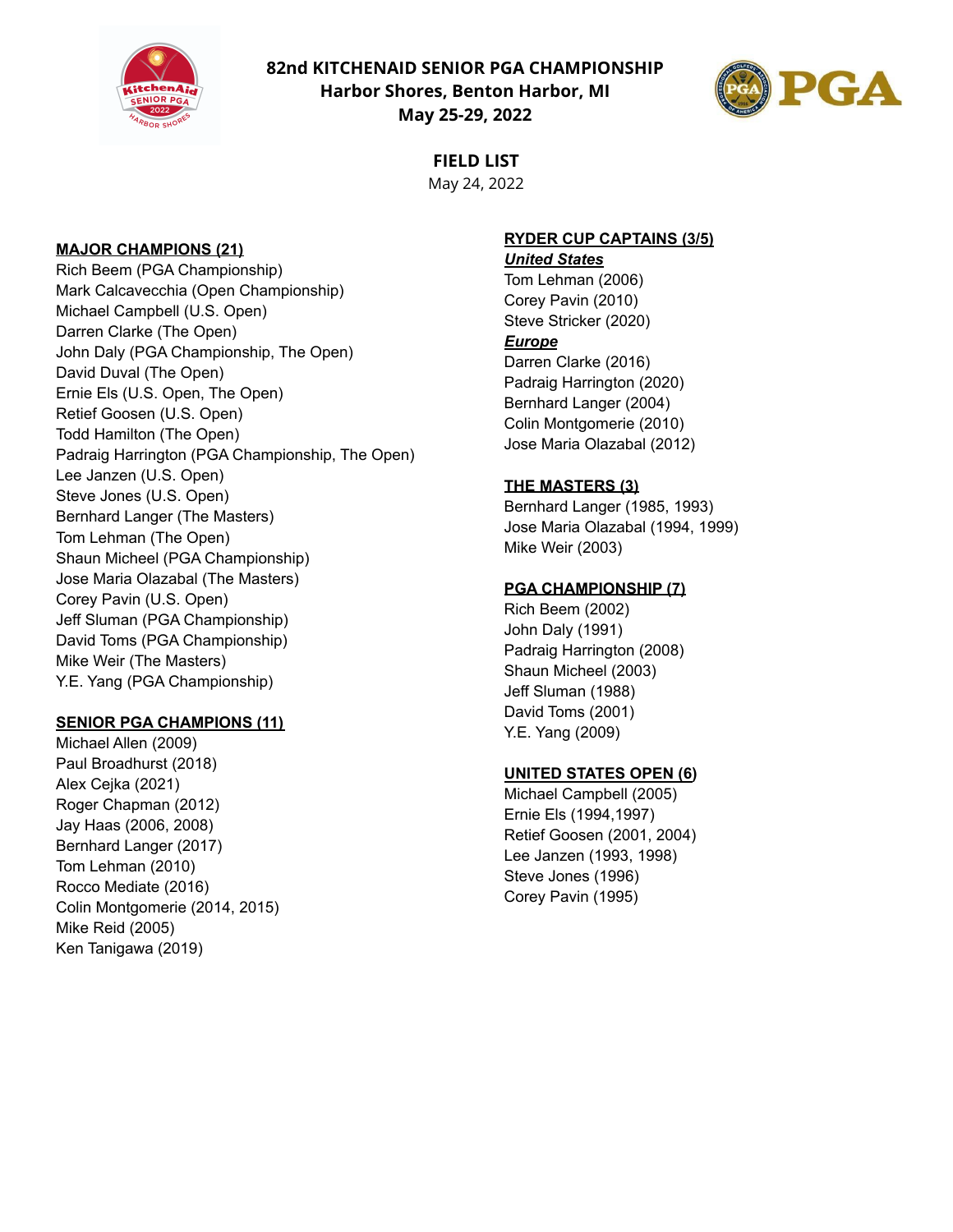# 82nd KITCHENAID SENIOR PGA CHAMPIONSHIP

**Harbor Shores, Benton Harbor, MI**

**May 25-29, 2022**

## FIELD LIST

May 24, 2022

### MAJOR CHAMPIONS (21)

Rich Beem (PGA Championship)
Mark Calcavecchia (Open Championship)
Michael Campbell (U.S. Open)
Darren Clarke (The Open)
John Daly (PGA Championship, The Open)
David Duval (The Open)
Ernie Els (U.S. Open, The Open)
Retief Goosen (U.S. Open)
Todd Hamilton (The Open)
Padraig Harrington (PGA Championship, The Open)
Lee Janzen (U.S. Open)
Steve Jones (U.S. Open)
Bernhard Langer (The Masters)
Tom Lehman (The Open)
Shaun Micheel (PGA Championship)
Jose Maria Olazabal (The Masters)
Corey Pavin (U.S. Open)
Jeff Sluman (PGA Championship)
David Toms (PGA Championship)
Mike Weir (The Masters)
Y.E. Yang (PGA Championship)

### SENIOR PGA CHAMPIONS (11)

Michael Allen (2009)
Paul Broadhurst (2018)
Alex Cejka (2021)
Roger Chapman (2012)
Jay Haas (2006, 2008)
Bernhard Langer (2017)
Tom Lehman (2010)
Rocco Mediate (2016)
Colin Montgomerie (2014, 2015)
Mike Reid (2005)
Ken Tanigawa (2019)

### RYDER CUP CAPTAINS (3/5)

***United States***

Tom Lehman (2006)
Corey Pavin (2010)
Steve Stricker (2020)

***Europe***

Darren Clarke (2016)
Padraig Harrington (2020)
Bernhard Langer (2004)
Colin Montgomerie (2010)
Jose Maria Olazabal (2012)

### THE MASTERS (3)

Bernhard Langer (1985, 1993)
Jose Maria Olazabal (1994, 1999)
Mike Weir (2003)

### PGA CHAMPIONSHIP (7)

Rich Beem (2002)
John Daly (1991)
Padraig Harrington (2008)
Shaun Micheel (2003)
Jeff Sluman (1988)
David Toms (2001)
Y.E. Yang (2009)

### UNITED STATES OPEN (6)

Michael Campbell (2005)
Ernie Els (1994,1997)
Retief Goosen (2001, 2004)
Lee Janzen (1993, 1998)
Steve Jones (1996)
Corey Pavin (1995)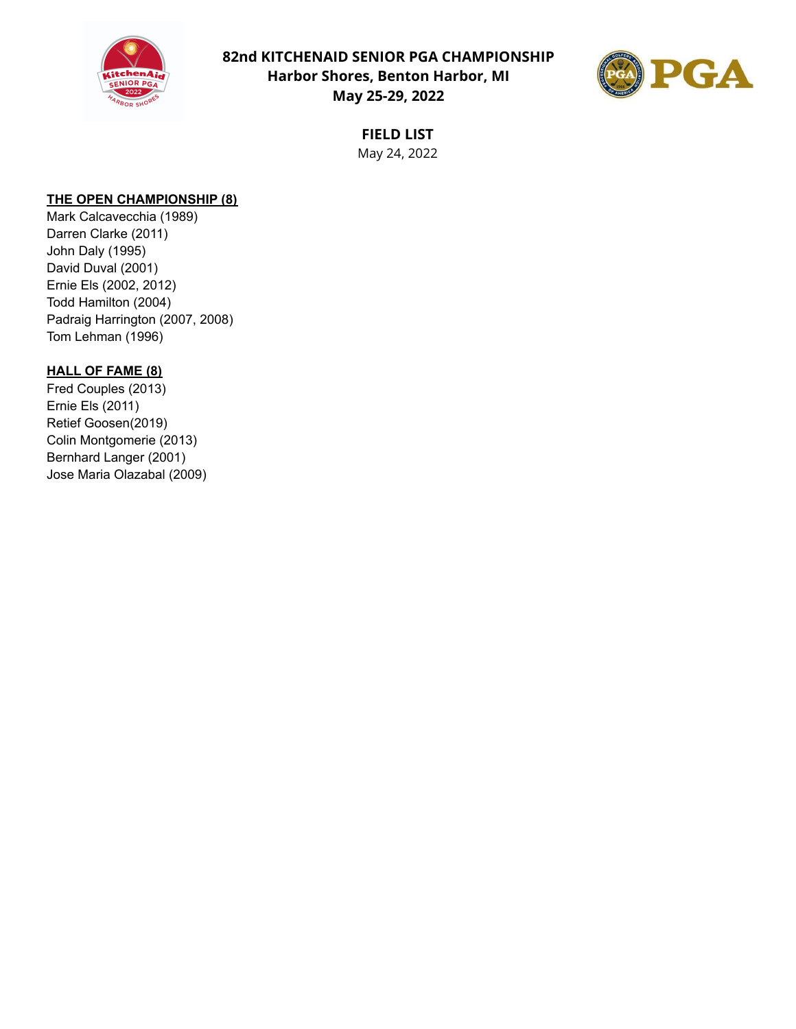**82nd KITCHENAID SENIOR PGA CHAMPIONSHIP**
**Harbor Shores, Benton Harbor, MI**
**May 25-29, 2022**

**FIELD LIST**
May 24, 2022

**THE OPEN CHAMPIONSHIP (8)**

Mark Calcavecchia (1989)
Darren Clarke (2011)
John Daly (1995)
David Duval (2001)
Ernie Els (2002, 2012)
Todd Hamilton (2004)
Padraig Harrington (2007, 2008)
Tom Lehman (1996)

**HALL OF FAME (8)**

Fred Couples (2013)
Ernie Els (2011)
Retief Goosen(2019)
Colin Montgomerie (2013)
Bernhard Langer (2001)
Jose Maria Olazabal (2009)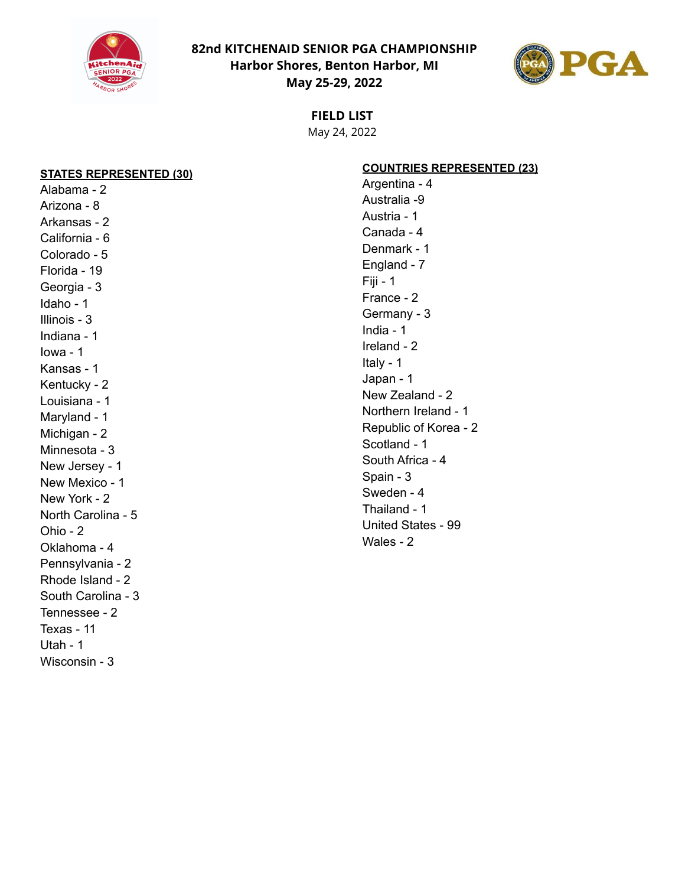# 82nd KITCHENAID SENIOR PGA CHAMPIONSHIP
## Harbor Shores, Benton Harbor, MI
## May 25-29, 2022

## FIELD LIST
May 24, 2022

### STATES REPRESENTED (30)

Alabama - 2
Arizona - 8
Arkansas - 2
California - 6
Colorado - 5
Florida - 19
Georgia - 3
Idaho - 1
Illinois - 3
Indiana - 1
Iowa - 1
Kansas - 1
Kentucky - 2
Louisiana - 1
Maryland - 1
Michigan - 2
Minnesota - 3
New Jersey - 1
New Mexico - 1
New York - 2
North Carolina - 5
Ohio - 2
Oklahoma - 4
Pennsylvania - 2
Rhode Island - 2
South Carolina - 3
Tennessee - 2
Texas - 11
Utah - 1
Wisconsin - 3

### COUNTRIES REPRESENTED (23)

Argentina - 4
Australia -9
Austria - 1
Canada - 4
Denmark - 1
England - 7
Fiji - 1
France - 2
Germany - 3
India - 1
Ireland - 2
Italy - 1
Japan - 1
New Zealand - 2
Northern Ireland - 1
Republic of Korea - 2
Scotland - 1
South Africa - 4
Spain - 3
Sweden - 4
Thailand - 1
United States - 99
Wales - 2